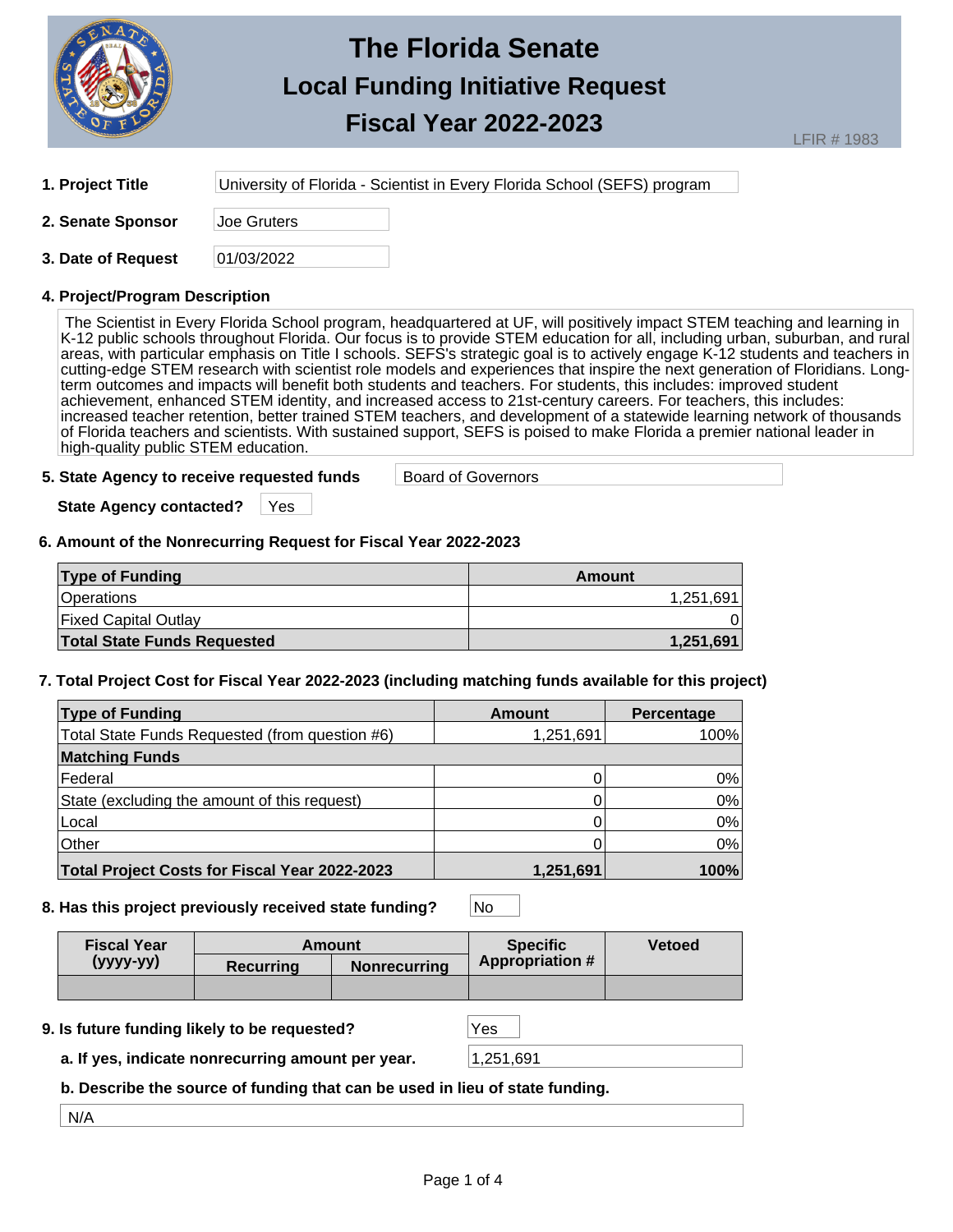# The Florida Senate
## Local Funding Initiative Request
## Fiscal Year 2022-2023

LFIR # 1983

**1. Project Title** University of Florida - Scientist in Every Florida School (SEFS) program

**2. Senate Sponsor** Joe Gruters

**3. Date of Request** 01/03/2022

**4. Project/Program Description**

The Scientist in Every Florida School program, headquartered at UF, will positively impact STEM teaching and learning in K-12 public schools throughout Florida. Our focus is to provide STEM education for all, including urban, suburban, and rural areas, with particular emphasis on Title I schools. SEFS's strategic goal is to actively engage K-12 students and teachers in cutting-edge STEM research with scientist role models and experiences that inspire the next generation of Floridians. Long-term outcomes and impacts will benefit both students and teachers. For students, this includes: improved student achievement, enhanced STEM identity, and increased access to 21st-century careers. For teachers, this includes: increased teacher retention, better trained STEM teachers, and development of a statewide learning network of thousands of Florida teachers and scientists. With sustained support, SEFS is poised to make Florida a premier national leader in high-quality public STEM education.

**5. State Agency to receive requested funds** Board of Governors

**State Agency contacted?** Yes

**6. Amount of the Nonrecurring Request for Fiscal Year 2022-2023**

| Type of Funding | Amount |
|---|---|
| Operations | 1,251,691 |
| Fixed Capital Outlay | 0 |
| **Total State Funds Requested** | **1,251,691** |

**7. Total Project Cost for Fiscal Year 2022-2023 (including matching funds available for this project)**

| Type of Funding | Amount | Percentage |
|---|---|---|
| Total State Funds Requested (from question #6) | 1,251,691 | 100% |
| **Matching Funds** | | |
| Federal | 0 | 0% |
| State (excluding the amount of this request) | 0 | 0% |
| Local | 0 | 0% |
| Other | 0 | 0% |
| **Total Project Costs for Fiscal Year 2022-2023** | **1,251,691** | **100%** |

**8. Has this project previously received state funding?** No

| Fiscal Year (yyyy-yy) | Amount | | Specific Appropriation # | Vetoed |
|---|---|---|---|---|
| | Recurring | Nonrecurring | | |
| | | | | |

**9. Is future funding likely to be requested?** Yes

**a. If yes, indicate nonrecurring amount per year.** 1,251,691

**b. Describe the source of funding that can be used in lieu of state funding.**

N/A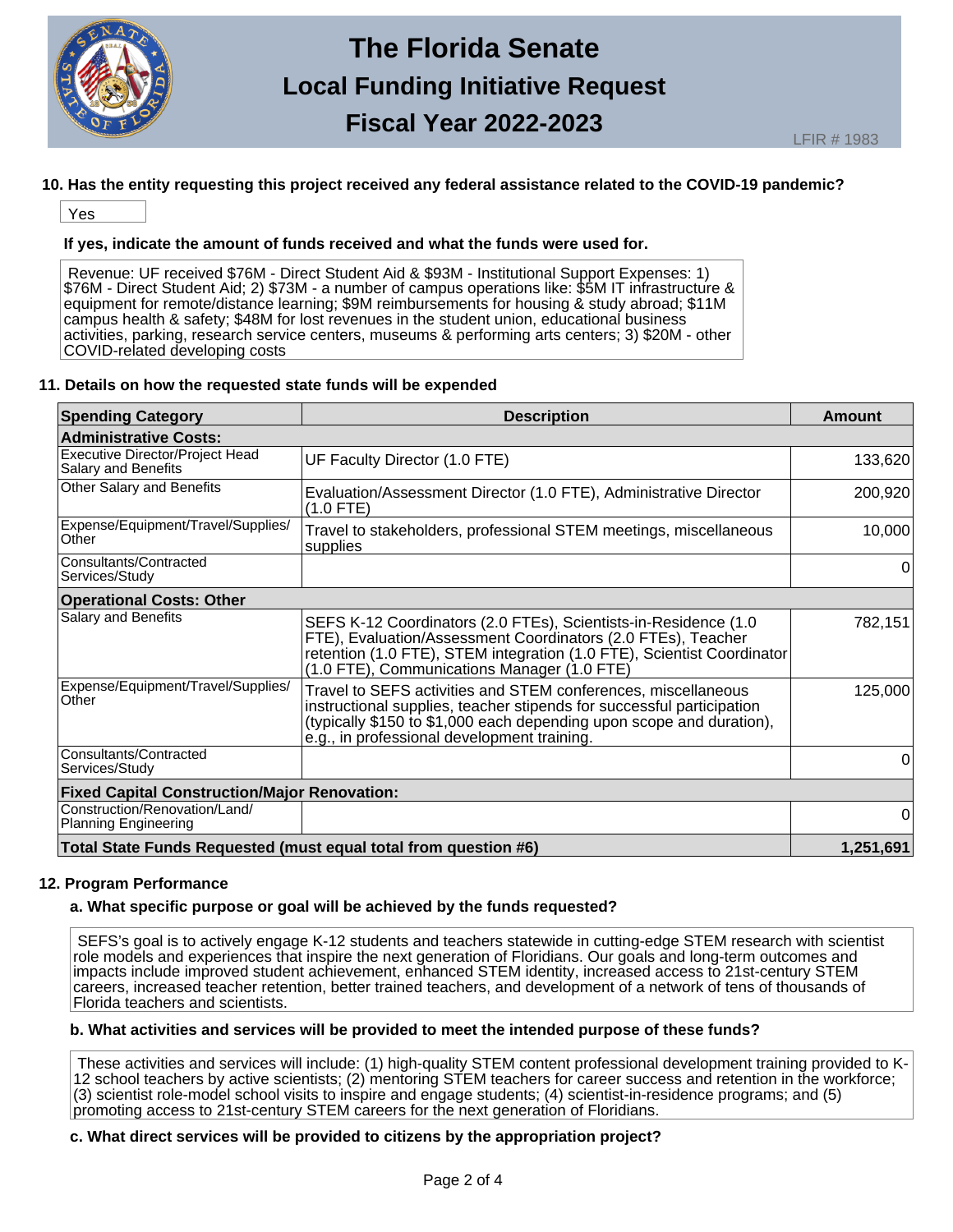# The Florida Senate
## Local Funding Initiative Request
## Fiscal Year 2022-2023

LFIR # 1983

**10. Has the entity requesting this project received any federal assistance related to the COVID-19 pandemic?**

Yes

**If yes, indicate the amount of funds received and what the funds were used for.**

Revenue: UF received $76M - Direct Student Aid & $93M - Institutional Support Expenses: 1) $76M - Direct Student Aid; 2) $73M - a number of campus operations like: $5M IT infrastructure & equipment for remote/distance learning; $9M reimbursements for housing & study abroad; $11M campus health & safety; $48M for lost revenues in the student union, educational business activities, parking, research service centers, museums & performing arts centers; 3) $20M - other COVID-related developing costs

**11. Details on how the requested state funds will be expended**

| Spending Category | Description | Amount |
|---|---|---|
| **Administrative Costs:** | | |
| Executive Director/Project Head Salary and Benefits | UF Faculty Director (1.0 FTE) | 133,620 |
| Other Salary and Benefits | Evaluation/Assessment Director (1.0 FTE), Administrative Director (1.0 FTE) | 200,920 |
| Expense/Equipment/Travel/Supplies/Other | Travel to stakeholders, professional STEM meetings, miscellaneous supplies | 10,000 |
| Consultants/Contracted Services/Study | | 0 |
| **Operational Costs: Other** | | |
| Salary and Benefits | SEFS K-12 Coordinators (2.0 FTEs), Scientists-in-Residence (1.0 FTE), Evaluation/Assessment Coordinators (2.0 FTEs), Teacher retention (1.0 FTE), STEM integration (1.0 FTE), Scientist Coordinator (1.0 FTE), Communications Manager (1.0 FTE) | 782,151 |
| Expense/Equipment/Travel/Supplies/Other | Travel to SEFS activities and STEM conferences, miscellaneous instructional supplies, teacher stipends for successful participation (typically $150 to $1,000 each depending upon scope and duration), e.g., in professional development training. | 125,000 |
| Consultants/Contracted Services/Study | | 0 |
| **Fixed Capital Construction/Major Renovation:** | | |
| Construction/Renovation/Land/Planning Engineering | | 0 |
| **Total State Funds Requested (must equal total from question #6)** | | **1,251,691** |

**12. Program Performance**

**a. What specific purpose or goal will be achieved by the funds requested?**

SEFS's goal is to actively engage K-12 students and teachers statewide in cutting-edge STEM research with scientist role models and experiences that inspire the next generation of Floridians. Our goals and long-term outcomes and impacts include improved student achievement, enhanced STEM identity, increased access to 21st-century STEM careers, increased teacher retention, better trained teachers, and development of a network of tens of thousands of Florida teachers and scientists.

**b. What activities and services will be provided to meet the intended purpose of these funds?**

These activities and services will include: (1) high-quality STEM content professional development training provided to K-12 school teachers by active scientists; (2) mentoring STEM teachers for career success and retention in the workforce; (3) scientist role-model school visits to inspire and engage students; (4) scientist-in-residence programs; and (5) promoting access to 21st-century STEM careers for the next generation of Floridians.

**c. What direct services will be provided to citizens by the appropriation project?**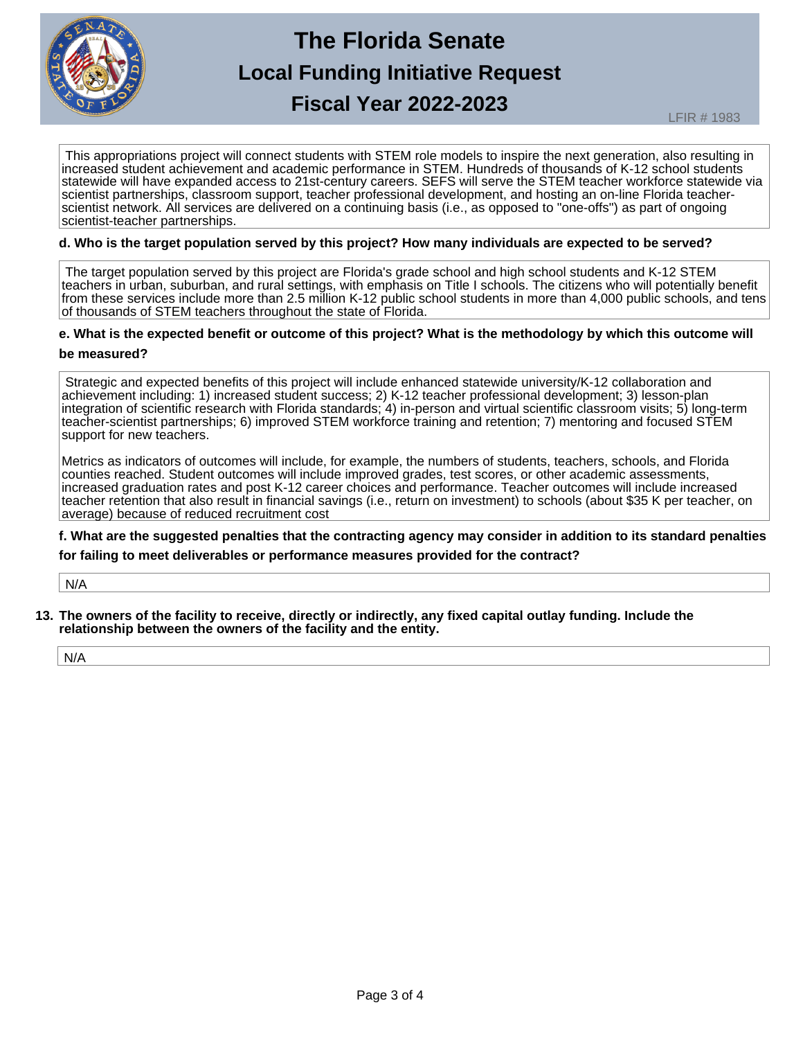This appropriations project will connect students with STEM role models to inspire the next generation, also resulting in increased student achievement and academic performance in STEM. Hundreds of thousands of K-12 school students statewide will have expanded access to 21st-century careers. SEFS will serve the STEM teacher workforce statewide via scientist partnerships, classroom support, teacher professional development, and hosting an on-line Florida teacher-scientist network. All services are delivered on a continuing basis (i.e., as opposed to "one-offs") as part of ongoing scientist-teacher partnerships.

**d. Who is the target population served by this project? How many individuals are expected to be served?**

The target population served by this project are Florida's grade school and high school students and K-12 STEM teachers in urban, suburban, and rural settings, with emphasis on Title I schools. The citizens who will potentially benefit from these services include more than 2.5 million K-12 public school students in more than 4,000 public schools, and tens of thousands of STEM teachers throughout the state of Florida.

**e. What is the expected benefit or outcome of this project? What is the methodology by which this outcome will be measured?**

Strategic and expected benefits of this project will include enhanced statewide university/K-12 collaboration and achievement including: 1) increased student success; 2) K-12 teacher professional development; 3) lesson-plan integration of scientific research with Florida standards; 4) in-person and virtual scientific classroom visits; 5) long-term teacher-scientist partnerships; 6) improved STEM workforce training and retention; 7) mentoring and focused STEM support for new teachers.

Metrics as indicators of outcomes will include, for example, the numbers of students, teachers, schools, and Florida counties reached. Student outcomes will include improved grades, test scores, or other academic assessments, increased graduation rates and post K-12 career choices and performance. Teacher outcomes will include increased teacher retention that also result in financial savings (i.e., return on investment) to schools (about $35 K per teacher, on average) because of reduced recruitment cost

**f. What are the suggested penalties that the contracting agency may consider in addition to its standard penalties for failing to meet deliverables or performance measures provided for the contract?**

N/A

**13. The owners of the facility to receive, directly or indirectly, any fixed capital outlay funding. Include the relationship between the owners of the facility and the entity.**

N/A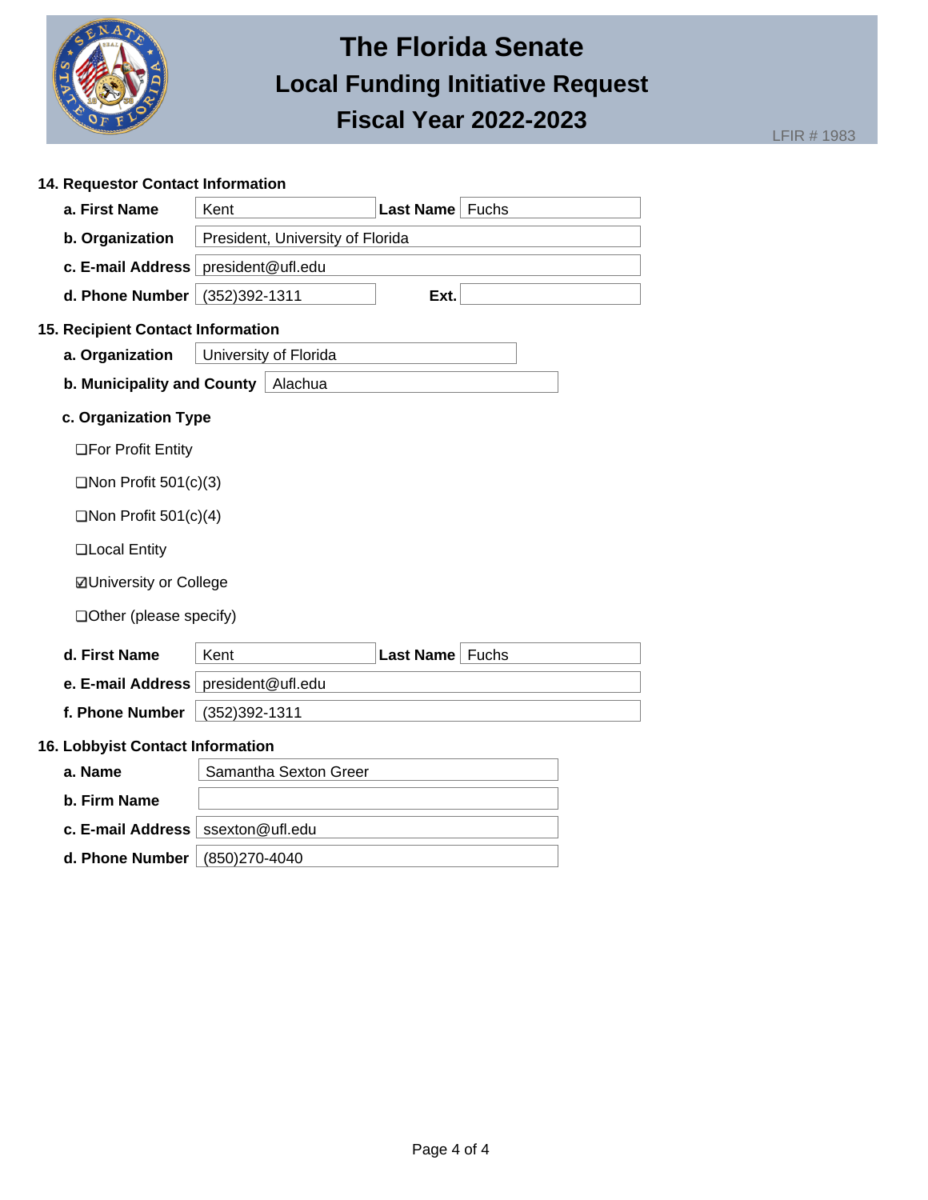# The Florida Senate
## Local Funding Initiative Request
## Fiscal Year 2022-2023

LFIR # 1983

**14. Requestor Contact Information**

**a. First Name** Kent **Last Name** Fuchs

**b. Organization** President, University of Florida

**c. E-mail Address** president@ufl.edu

**d. Phone Number** (352)392-1311 **Ext.**

**15. Recipient Contact Information**

**a. Organization** University of Florida

**b. Municipality and County** Alachua

**c. Organization Type**

- ☐ For Profit Entity
- ☐ Non Profit 501(c)(3)
- ☐ Non Profit 501(c)(4)
- ☐ Local Entity
- ☑ University or College
- ☐ Other (please specify)

**d. First Name** Kent **Last Name** Fuchs

**e. E-mail Address** president@ufl.edu

**f. Phone Number** (352)392-1311

**16. Lobbyist Contact Information**

**a. Name** Samantha Sexton Greer

**b. Firm Name**

**c. E-mail Address** ssexton@ufl.edu

**d. Phone Number** (850)270-4040